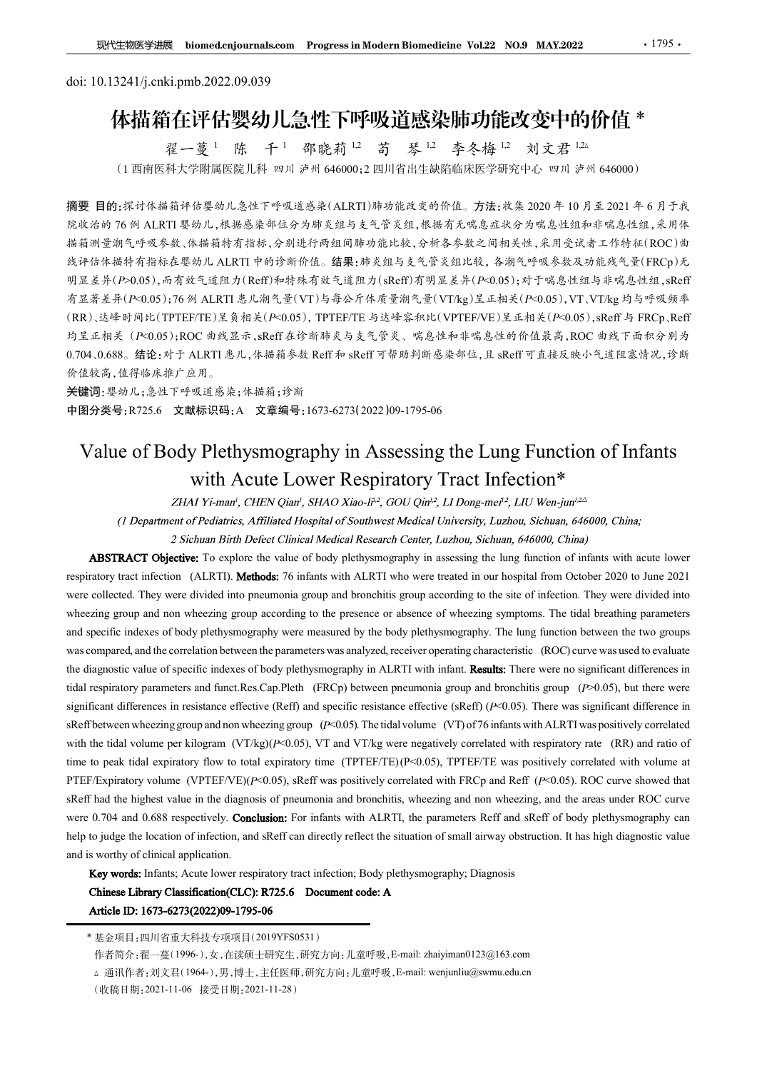doi: 10.13241/j.cnki.pmb.2022.09.039

# 体描箱在评估婴幼儿急性下呼吸道感染肺功能改变中的价值 *

翟一蔓[1] 陈 千[1] 邵晓莉[1,2] 苟 琴[1,2] 李冬梅[1,2] 刘文君[1,2△]

（1 西南医科大学附属医院儿科 四川 泸州 646000；2 四川省出生缺陷临床医学研究中心 四川 泸州 646000）

**摘要 目的：**探讨体描箱评估婴幼儿急性下呼吸道感染(ALRTI)肺功能改变的价值。**方法：**收集 2020 年 10 月至 2021 年 6 月于我院收治的 76 例 ALRTI 婴幼儿，根据感染部位分为肺炎组与支气管炎组，根据有无喘息症状分为喘息性组和非喘息性组，采用体描箱测量潮气呼吸参数、体描箱特有指标，分别进行两组间肺功能比较，分析各参数之间相关性，采用受试者工作特征(ROC)曲线评估体描特有指标在婴幼儿 ALRTI 中的诊断价值。**结果：**肺炎组与支气管炎组比较，各潮气呼吸参数及功能残气量(FRCp)无明显差异($P>0.05$)，而有效气道阻力(Reff)和特殊有效气道阻力(sReff)有明显差异($P<0.05$)；对于喘息性组与非喘息性组，sReff 有显著差异($P<0.05$)；76 例 ALRTI 患儿潮气量(VT)与每公斤体质量潮气量(VT/kg)呈正相关($P<0.05$)，VT、VT/kg 均与呼吸频率(RR)、达峰时间比(TPTEF/TE)呈负相关($P<0.05$)，TPTEF/TE 与达峰容积比(VPTEF/VE)呈正相关($P<0.05$)，sReff 与 FRCp、Reff 均呈正相关 ($P<0.05$)；ROC 曲线显示，sReff 在诊断肺炎与支气管炎、喘息性和非喘息性的价值最高，ROC 曲线下面积分别为 0.704、0.688。**结论：**对于 ALRTI 患儿，体描箱参数 Reff 和 sReff 可帮助判断感染部位，且 sReff 可直接反映小气道阻塞情况，诊断价值较高，值得临床推广应用。

**关键词：**婴幼儿；急性下呼吸道感染；体描箱；诊断

**中图分类号：**R725.6 **文献标识码：**A **文章编号：**1673-6273(2022)09-1795-06

# Value of Body Plethysmography in Assessing the Lung Function of Infants with Acute Lower Respiratory Tract Infection*

*ZHAI Yi-man[1], CHEN Qian[1], SHAO Xiao-li[1,2], GOU Qin[1,2], LI Dong-mei[1,2], LIU Wen-jun[1,2△]*

*(1 Department of Pediatrics, Affiliated Hospital of Southwest Medical University, Luzhou, Sichuan, 646000, China;*

*2 Sichuan Birth Defect Clinical Medical Research Center, Luzhou, Sichuan, 646000, China)*

**ABSTRACT Objective:** To explore the value of body plethysmography in assessing the lung function of infants with acute lower respiratory tract infection (ALRTI). **Methods:** 76 infants with ALRTI who were treated in our hospital from October 2020 to June 2021 were collected. They were divided into pneumonia group and bronchitis group according to the site of infection. They were divided into wheezing group and non wheezing group according to the presence or absence of wheezing symptoms. The tidal breathing parameters and specific indexes of body plethysmography were measured by the body plethysmography. The lung function between the two groups was compared, and the correlation between the parameters was analyzed, receiver operating characteristic (ROC) curve was used to evaluate the diagnostic value of specific indexes of body plethysmography in ALRTI with infant. **Results:** There were no significant differences in tidal respiratory parameters and funct.Res.Cap.Pleth (FRCp) between pneumonia group and bronchitis group ($P>0.05$), but there were significant differences in resistance effective (Reff) and specific resistance effective (sReff) ($P<0.05$). There was significant difference in sReff between wheezing group and non wheezing group ($P<0.05$). The tidal volume (VT) of 76 infants with ALRTI was positively correlated with the tidal volume per kilogram (VT/kg)($P<0.05$), VT and VT/kg were negatively correlated with respiratory rate (RR) and ratio of time to peak tidal expiratory flow to total expiratory time (TPTEF/TE)($P<0.05$), TPTEF/TE was positively correlated with volume at PTEF/Expiratory volume (VPTEF/VE)($P<0.05$), sReff was positively correlated with FRCp and Reff ($P<0.05$). ROC curve showed that sReff had the highest value in the diagnosis of pneumonia and bronchitis, wheezing and non wheezing, and the areas under ROC curve were 0.704 and 0.688 respectively. **Conclusion:** For infants with ALRTI, the parameters Reff and sReff of body plethysmography can help to judge the location of infection, and sReff can directly reflect the situation of small airway obstruction. It has high diagnostic value and is worthy of clinical application.

**Key words:** Infants; Acute lower respiratory tract infection; Body plethysmography; Diagnosis

**Chinese Library Classification(CLC): R725.6 Document code: A**

**Article ID: 1673-6273(2022)09-1795-06**

---

\* 基金项目：四川省重大科技专项项目(2019YFS0531)

作者简介：翟一蔓(1996-)，女，在读硕士研究生，研究方向：儿童呼吸，E-mail: zhaiyiman0123@163.com

△ 通讯作者：刘文君(1964-)，男，博士，主任医师，研究方向：儿童呼吸，E-mail: wenjunliu@swmu.edu.cn

(收稿日期：2021-11-06 接受日期：2021-11-28)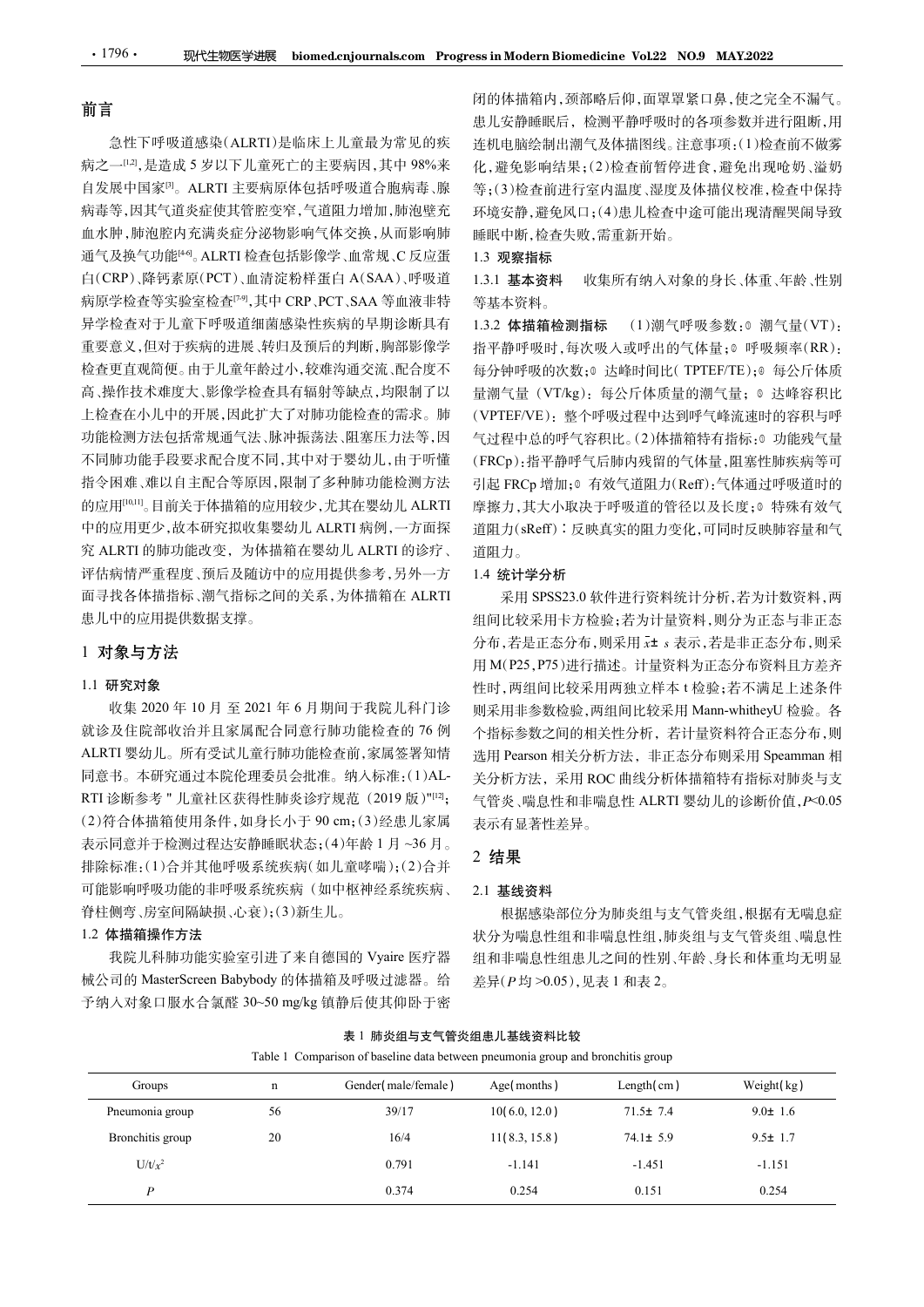## 前言

急性下呼吸道感染(ALRTI)是临床上儿童最为常见的疾病之一[1,2],是造成5岁以下儿童死亡的主要病因,其中98%来自发展中国家[3]。ALRTI主要病原体包括呼吸道合胞病毒、腺病毒等,因其气道炎症使其管腔变窄,气道阻力增加,肺泡壁充血水肿,肺泡腔内充满炎症分泌物影响气体交换,从而影响肺通气及换气功能[4-6]。ALRTI检查包括影像学、血常规、C反应蛋白(CRP)、降钙素原(PCT)、血清淀粉样蛋白A(SAA)、呼吸道病原学检查等实验室检查[7-9],其中CRP、PCT、SAA等血液非特异学检查对于儿童下呼吸道细菌感染性疾病的早期诊断具有重要意义,但对于疾病的进展、转归及预后的判断,胸部影像学检查更直观简便。由于儿童年龄过小,较难沟通交流、配合度不高、操作技术难度大、影像学检查具有辐射等缺点,均限制了以上检查在小儿中的开展,因此扩大了对肺功能检查的需求。肺功能检测方法包括常规通气法、脉冲振荡法、阻塞压力法等,因不同肺功能手段要求配合度不同,其中对于婴幼儿,由于听懂指令困难、难以自主配合等原因,限制了多种肺功能检测方法的应用[10,11]。目前关于体描箱的应用较少,尤其在婴幼儿ALRTI中的应用更少,故本研究拟收集婴幼儿ALRTI病例,一方面探究ALRTI的肺功能改变,为体描箱在婴幼儿ALRTI的诊疗、评估病情严重程度、预后及随访中的应用提供参考,另外一方面寻找各体描指标、潮气指标之间的关系,为体描箱在ALRTI患儿中的应用提供数据支撑。

## 1 对象与方法

### 1.1 研究对象

收集2020年10月至2021年6月期间于我院儿科门诊就诊及住院部收治并且家属配合同意行肺功能检查的76例ALRTI婴幼儿。所有受试儿童行肺功能检查前,家属签署知情同意书。本研究通过本院伦理委员会批准。纳入标准:(1)ALRTI诊断参考"儿童社区获得性肺炎诊疗规范(2019版)"[12];(2)符合体描箱使用条件,如身长小于90 cm;(3)经患儿家属表示同意并于检测过程达安静睡眠状态;(4)年龄1月~36月。排除标准:(1)合并其他呼吸系统疾病(如儿童哮喘);(2)合并可能影响呼吸功能的非呼吸系统疾病(如中枢神经系统疾病、脊柱侧弯、房室间隔缺损、心衰);(3)新生儿。

### 1.2 体描箱操作方法

我院儿科肺功能实验室引进了来自德国的Vyaire医疗器械公司的MasterScreen Babybody的体描箱及呼吸过滤器。给予纳入对象口服水合氯醛30~50 mg/kg镇静后使其仰卧于密闭的体描箱内,颈部略后仰,面罩罩紧口鼻,使之完全不漏气。患儿安静睡眠后,检测平静呼吸时的各项参数并进行阻断,用连机电脑绘制出潮气及体描图线。注意事项:(1)检查前不做雾化,避免影响结果;(2)检查前暂停进食,避免出现呛奶、溢奶等;(3)检查前进行室内温度、湿度及体描仪校准,检查中保持环境安静,避免风口;(4)患儿检查中途可能出现清醒哭闹导致睡眠中断,检查失败,需重新开始。

### 1.3 观察指标

**1.3.1 基本资料** 收集所有纳入对象的身长、体重、年龄、性别等基本资料。

**1.3.2 体描箱检测指标** (1)潮气呼吸参数:① 潮气量(VT):指平静呼吸时,每次吸入或呼出的气体量;② 呼吸频率(RR):每分钟呼吸的次数;③ 达峰时间比(TPTEF/TE);④ 每公斤体质量潮气量(VT/kg):每公斤体质量的潮气量;⑤ 达峰容积比(VPTEF/VE):整个呼吸过程中达到呼气峰流速时的容积与呼气过程中总的呼气容积比。(2)体描箱特有指标:① 功能残气量(FRCp):指平静呼气后肺内残留的气体量,阻塞性肺疾病等可引起FRCp增加;② 有效气道阻力(Reff):气体通过呼吸道时的摩擦力,其大小取决于呼吸道的管径以及长度;③ 特殊有效气道阻力(sReff):反映真实的阻力变化,可同时反映肺容量和气道阻力。

### 1.4 统计学分析

采用SPSS23.0软件进行资料统计分析,若为计数资料,两组间比较采用卡方检验;若为计量资料,则分为正态与非正态分布,若是正态分布,则采用$\bar{x}\pm s$表示,若是非正态分布,则采用M(P25, P75)进行描述。计量资料为正态分布资料且方差齐性时,两组间比较采用两独立样本t检验;若不满足上述条件则采用非参数检验,两组间比较采用Mann-whitheyU检验。各个指标参数之间的相关性分析,若计量资料符合正态分布,则选用Pearson相关分析方法,非正态分布则采用Speamman相关分析方法,采用ROC曲线分析体描箱特有指标对肺炎与支气管炎、喘息性和非喘息性ALRTI婴幼儿的诊断价值,$P<0.05$表示有显著性差异。

## 2 结果

### 2.1 基线资料

根据感染部位分为肺炎组与支气管炎组,根据有无喘息症状分为喘息性组和非喘息性组,肺炎组与支气管炎组、喘息性组和非喘息性组患儿之间的性别、年龄、身长和体重均无明显差异($P$均>0.05),见表1和表2。

**表1 肺炎组与支气管炎组患儿基线资料比较**

Table 1 Comparison of baseline data between pneumonia group and bronchitis group

| Groups | n | Gender(male/female) | Age(months) | Length(cm) | Weight(kg) |
|---|---|---|---|---|---|
| Pneumonia group | 56 | 39/17 | 10(6.0, 12.0) | 71.5± 7.4 | 9.0± 1.6 |
| Bronchitis group | 20 | 16/4 | 11(8.3, 15.8) | 74.1± 5.9 | 9.5± 1.7 |
| $U/t/\chi^2$ | | 0.791 | -1.141 | -1.451 | -1.151 |
| $P$ | | 0.374 | 0.254 | 0.151 | 0.254 |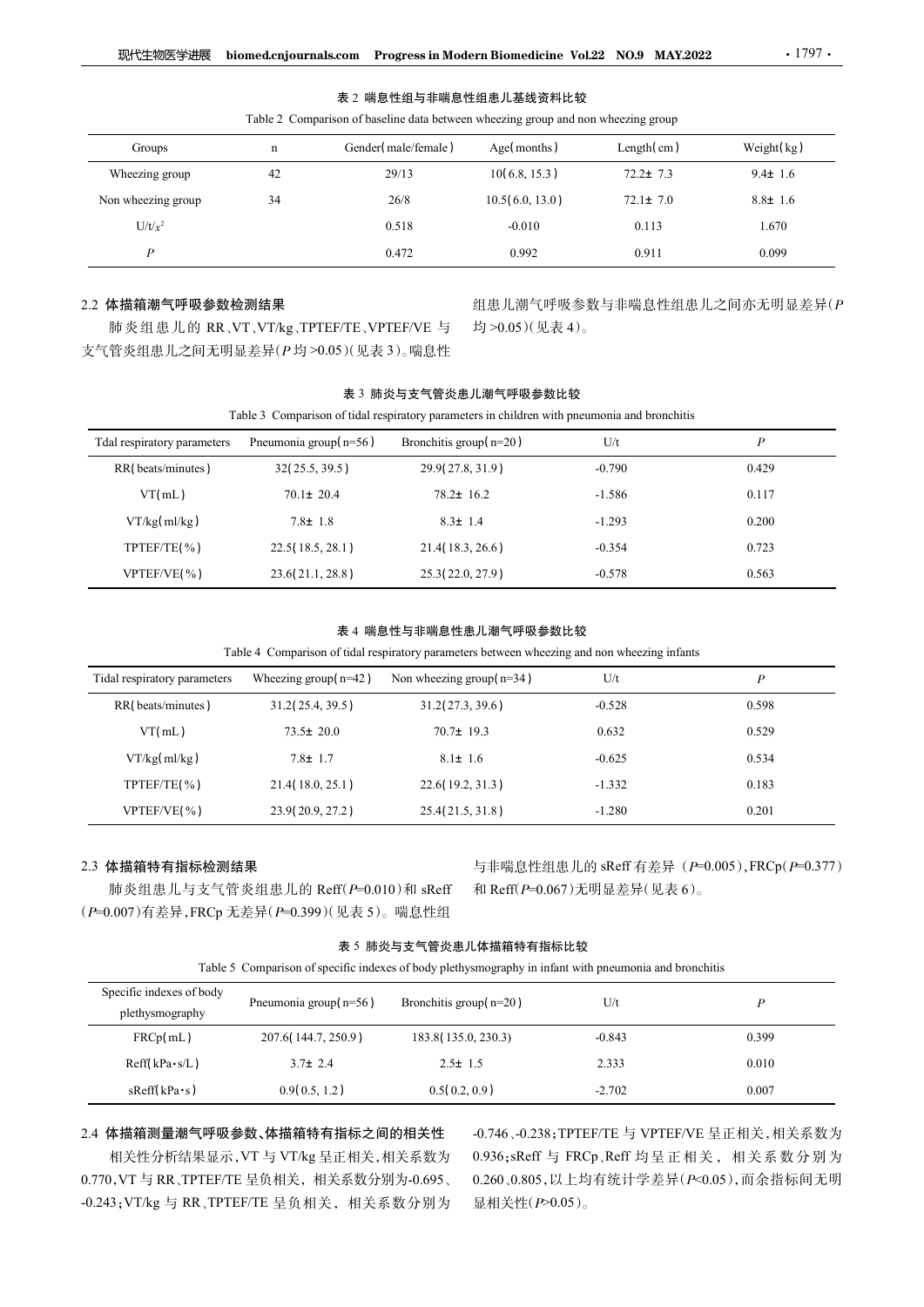表 2 喘息性组与非喘息性组患儿基线资料比较

Table 2 Comparison of baseline data between wheezing group and non wheezing group

| Groups | n | Gender(male/female) | Age(months) | Length(cm) | Weight(kg) |
|---|---|---|---|---|---|
| Wheezing group | 42 | 29/13 | 10(6.8, 15.3) | 72.2± 7.3 | 9.4± 1.6 |
| Non wheezing group | 34 | 26/8 | 10.5(6.0, 13.0) | 72.1± 7.0 | 8.8± 1.6 |
| U/t/$x^2$ | | 0.518 | -0.010 | 0.113 | 1.670 |
| *P* | | 0.472 | 0.992 | 0.911 | 0.099 |

## 2.2 体描箱潮气呼吸参数检测结果

肺炎组患儿的 RR、VT、VT/kg、TPTEF/TE、VPTEF/VE 与支气管炎组患儿之间无明显差异(*P* 均 >0.05)(见表 3)。喘息性组患儿潮气呼吸参数与非喘息性组患儿之间亦无明显差异(*P* 均 >0.05)(见表 4)。

表 3 肺炎与支气管炎患儿潮气呼吸参数比较

Table 3 Comparison of tidal respiratory parameters in children with pneumonia and bronchitis

| Tdal respiratory parameters | Pneumonia group(n=56) | Bronchitis group(n=20) | U/t | *P* |
|---|---|---|---|---|
| RR(beats/minutes) | 32(25.5, 39.5) | 29.9(27.8, 31.9) | -0.790 | 0.429 |
| VT(mL) | 70.1± 20.4 | 78.2± 16.2 | -1.586 | 0.117 |
| VT/kg(ml/kg) | 7.8± 1.8 | 8.3± 1.4 | -1.293 | 0.200 |
| TPTEF/TE(%) | 22.5(18.5, 28.1) | 21.4(18.3, 26.6) | -0.354 | 0.723 |
| VPTEF/VE(%) | 23.6(21.1, 28.8) | 25.3(22.0, 27.9) | -0.578 | 0.563 |

表 4 喘息性与非喘息性患儿潮气呼吸参数比较

Table 4 Comparison of tidal respiratory parameters between wheezing and non wheezing infants

| Tidal respiratory parameters | Wheezing group(n=42) | Non wheezing group(n=34) | U/t | *P* |
|---|---|---|---|---|
| RR(beats/minutes) | 31.2(25.4, 39.5) | 31.2(27.3, 39.6) | -0.528 | 0.598 |
| VT(mL) | 73.5± 20.0 | 70.7± 19.3 | 0.632 | 0.529 |
| VT/kg(ml/kg) | 7.8± 1.7 | 8.1± 1.6 | -0.625 | 0.534 |
| TPTEF/TE(%) | 21.4(18.0, 25.1) | 22.6(19.2, 31.3) | -1.332 | 0.183 |
| VPTEF/VE(%) | 23.9(20.9, 27.2) | 25.4(21.5, 31.8) | -1.280 | 0.201 |

## 2.3 体描箱特有指标检测结果

肺炎组患儿与支气管炎组患儿的 Reff(*P*=0.010)和 sReff(*P*=0.007)有差异，FRCp 无差异(*P*=0.399)(见表 5)。喘息性组与非喘息性组患儿的 sReff 有差异（*P*=0.005)，FRCp(*P*=0.377)和 Reff(*P*=0.067)无明显差异(见表 6)。

表 5 肺炎与支气管炎患儿体描箱特有指标比较

Table 5 Comparison of specific indexes of body plethysmography in infant with pneumonia and bronchitis

| Specific indexes of body plethysmography | Pneumonia group(n=56) | Bronchitis group(n=20) | U/t | *P* |
|---|---|---|---|---|
| FRCp(mL) | 207.6(144.7, 250.9) | 183.8(135.0, 230.3) | -0.843 | 0.399 |
| Reff(kPa·s/L) | 3.7± 2.4 | 2.5± 1.5 | 2.333 | 0.010 |
| sReff(kPa·s) | 0.9(0.5, 1.2) | 0.5(0.2, 0.9) | -2.702 | 0.007 |

## 2.4 体描箱测量潮气呼吸参数、体描箱特有指标之间的相关性

相关性分析结果显示，VT 与 VT/kg 呈正相关，相关系数为 0.770，VT 与 RR、TPTEF/TE 呈负相关，相关系数分别为-0.695、-0.243；VT/kg 与 RR、TPTEF/TE 呈负相关，相关系数分别为 -0.746、-0.238；TPTEF/TE 与 VPTEF/VE 呈正相关，相关系数为 0.936；sReff 与 FRCp、Reff 均呈正相关，相关系数分别为 0.260、0.805，以上均有统计学差异(*P*<0.05)，而余指标间无明显相关性(*P*>0.05)。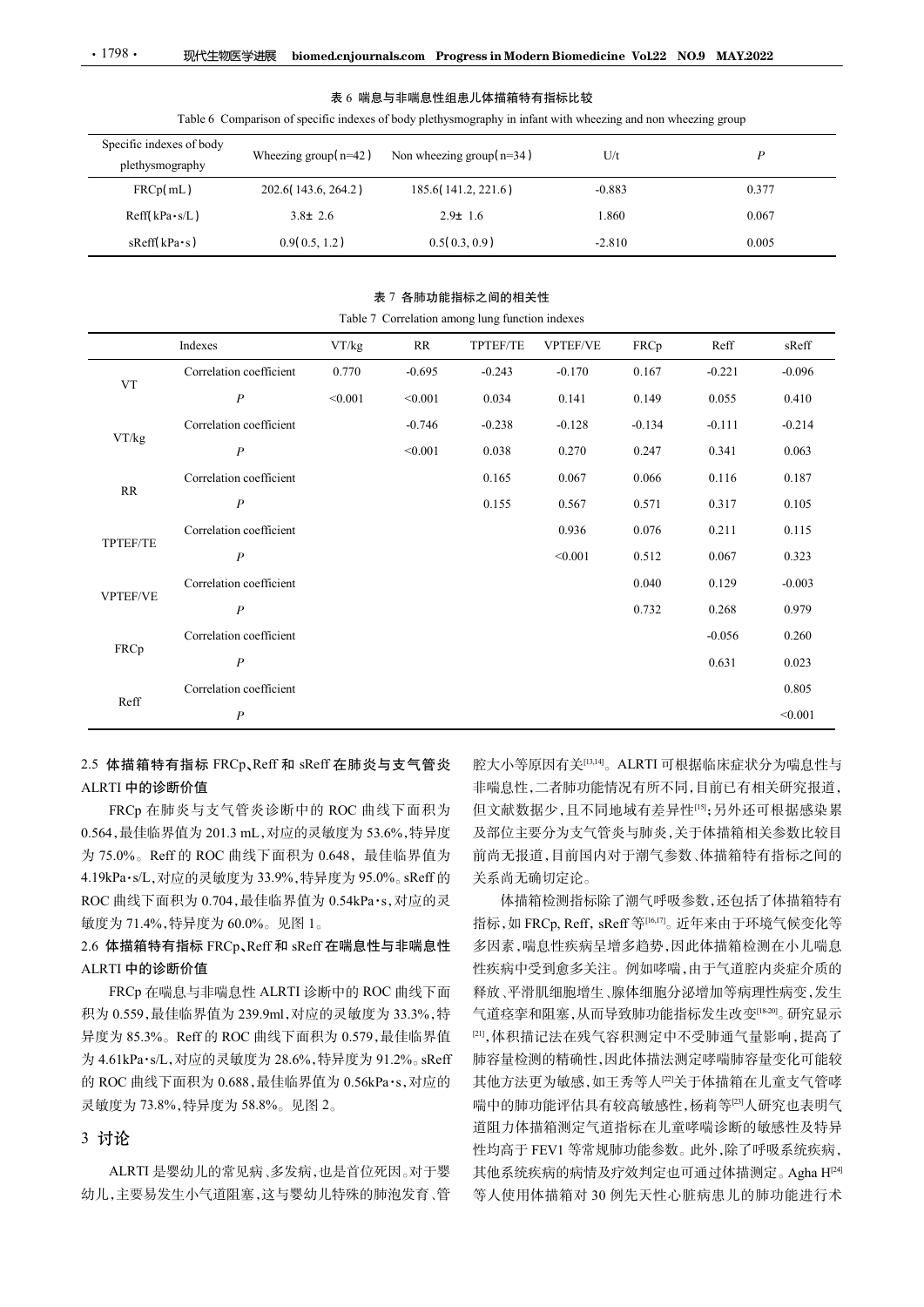表 6 喘息与非喘息性组患儿体描箱特有指标比较

Table 6 Comparison of specific indexes of body plethysmography in infant with wheezing and non wheezing group

| Specific indexes of body plethysmography | Wheezing group(n=42) | Non wheezing group(n=34) | U/t | $P$ |
|---|---|---|---|---|
| FRCp(mL) | 202.6(143.6, 264.2) | 185.6(141.2, 221.6) | -0.883 | 0.377 |
| Reff(kPa·s/L) | 3.8± 2.6 | 2.9± 1.6 | 1.860 | 0.067 |
| sReff(kPa·s) | 0.9(0.5, 1.2) | 0.5(0.3, 0.9) | -2.810 | 0.005 |

表 7 各肺功能指标之间的相关性

Table 7 Correlation among lung function indexes

| | Indexes | VT/kg | RR | TPTEF/TE | VPTEF/VE | FRCp | Reff | sReff |
|---|---|---|---|---|---|---|---|---|
| VT | Correlation coefficient | 0.770 | -0.695 | -0.243 | -0.170 | 0.167 | -0.221 | -0.096 |
| | $P$ | <0.001 | <0.001 | 0.034 | 0.141 | 0.149 | 0.055 | 0.410 |
| VT/kg | Correlation coefficient | | -0.746 | -0.238 | -0.128 | -0.134 | -0.111 | -0.214 |
| | $P$ | | <0.001 | 0.038 | 0.270 | 0.247 | 0.341 | 0.063 |
| RR | Correlation coefficient | | | 0.165 | 0.067 | 0.066 | 0.116 | 0.187 |
| | $P$ | | | 0.155 | 0.567 | 0.571 | 0.317 | 0.105 |
| TPTEF/TE | Correlation coefficient | | | | 0.936 | 0.076 | 0.211 | 0.115 |
| | $P$ | | | | <0.001 | 0.512 | 0.067 | 0.323 |
| VPTEF/VE | Correlation coefficient | | | | | 0.040 | 0.129 | -0.003 |
| | $P$ | | | | | 0.732 | 0.268 | 0.979 |
| FRCp | Correlation coefficient | | | | | | -0.056 | 0.260 |
| | $P$ | | | | | | 0.631 | 0.023 |
| Reff | Correlation coefficient | | | | | | | 0.805 |
| | $P$ | | | | | | | <0.001 |

### 2.5 体描箱特有指标 FRCp、Reff 和 sReff 在肺炎与支气管炎 ALRTI 中的诊断价值

FRCp 在肺炎与支气管炎诊断中的 ROC 曲线下面积为 0.564，最佳临界值为 201.3 mL，对应的灵敏度为 53.6%，特异度为 75.0%。Reff 的 ROC 曲线下面积为 0.648，最佳临界值为 4.19kPa·s/L，对应的灵敏度为 33.9%，特异度为 95.0%。sReff 的 ROC 曲线下面积为 0.704，最佳临界值为 0.54kPa·s，对应的灵敏度为 71.4%，特异度为 60.0%。见图 1。

### 2.6 体描箱特有指标 FRCp、Reff 和 sReff 在喘息性与非喘息性 ALRTI 中的诊断价值

FRCp 在喘息与非喘息性 ALRTI 诊断中的 ROC 曲线下面积为 0.559，最佳临界值为 239.9ml，对应的灵敏度为 33.3%，特异度为 85.3%。Reff 的 ROC 曲线下面积为 0.579，最佳临界值为 4.61kPa·s/L，对应的灵敏度为 28.6%，特异度为 91.2%。sReff 的 ROC 曲线下面积为 0.688，最佳临界值为 0.56kPa·s，对应的灵敏度为 73.8%，特异度为 58.8%。见图 2。

## 3 讨论

ALRTI 是婴幼儿的常见病、多发病，也是首位死因。对于婴幼儿，主要易发生小气道阻塞，这与婴幼儿特殊的肺泡发育、管腔大小等原因有关[13,14]。ALRTI 可根据临床症状分为喘息性与非喘息性，二者肺功能情况有所不同，目前已有相关研究报道，但文献数据少，且不同地域有差异性[15]；另外还可根据感染累及部位主要分为支气管炎与肺炎，关于体描箱相关参数比较目前尚无报道，目前国内对于潮气参数、体描箱特有指标之间的关系尚无确切定论。

体描箱检测指标除了潮气呼吸参数，还包括了体描箱特有指标，如 FRCp, Reff, sReff 等[16,17]。近年来由于环境气候变化等多因素，喘息性疾病呈增多趋势，因此体描箱检测在小儿喘息性疾病中受到愈多关注。例如哮喘，由于气道腔内炎症介质的释放、平滑肌细胞增生、腺体细胞分泌增加等病理性病变，发生气道痉挛和阻塞，从而导致肺功能指标发生改变[18-20]。研究显示[21]，体积描记法在残气容积测定中不受肺通气量影响，提高了肺容量检测的精确性，因此体描法测定哮喘肺容量变化可能较其他方法更为敏感，如王秀等人[22]关于体描箱在儿童支气管哮喘中的肺功能评估具有较高敏感性，杨莉等[23]人研究也表明气道阻力体描箱测定气道指标在儿童哮喘诊断的敏感性及特异性均高于 FEV1 等常规肺功能参数。此外，除了呼吸系统疾病，其他系统疾病的病情及疗效判定也可通过体描测定。Agha H[24] 等人使用体描箱对 30 例先天性心脏病患儿的肺功能进行术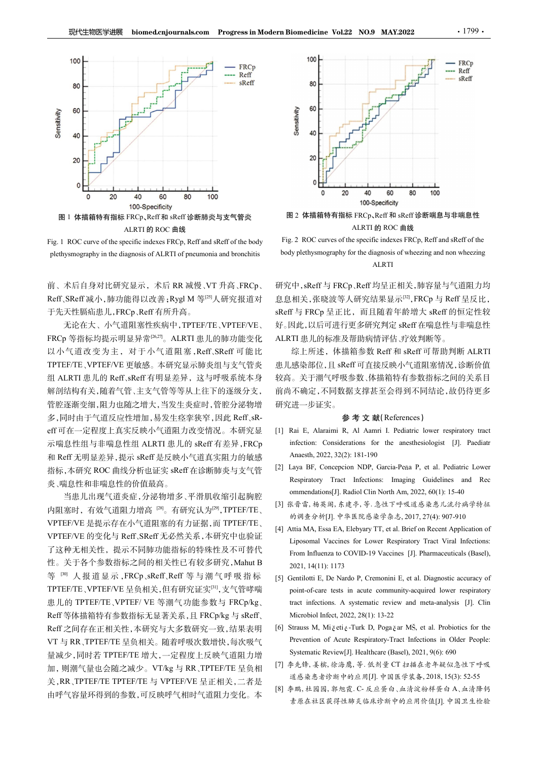图 1 体描箱特有指标 FRCp、Reff 和 sReff 诊断肺炎与支气管炎 ALRTI 的 ROC 曲线

Fig. 1 ROC curve of the specific indexes FRCp, Reff and sReff of the body plethysmography in the diagnosis of ALRTI of pneumonia and bronchitis

图 2 体描箱特有指标 FRCp、Reff 和 sReff 诊断喘息与非喘息性 ALRTI 的 ROC 曲线

Fig. 2 ROC curves of the specific indexes FRCp, Reff and sReff of the body plethysmography for the diagnosis of wheezing and non wheezing ALRTI

前、术后自身对比研究显示，术后 RR 减慢、VT 升高、FRCp、Reff、SReff 减小，肺功能得以改善；Rygl M 等[25]人研究报道对于先天性膈疝患儿，FRCp、Reff 有所升高。

无论在大、小气道阻塞性疾病中，TPTEF/TE、VPTEF/VE、FRCp 等指标均提示明显异常[26,27]。ALRTI 患儿的肺功能变化以小气道改变为主，对于小气道阻塞，Reff、SReff 可能比 TPTEF/TE、VPTEF/VE 更敏感。本研究显示肺炎组与支气管炎组 ALRTI 患儿的 Reff、sReff 有明显差异，这与呼吸系统本身解剖结构有关，随着气管、主支气管等等从上往下的逐级分支，管腔逐渐变细，阻力也随之增大，当发生炎症时，管腔分泌物增多，同时由于气道反应性增加，易发生痉挛狭窄，因此 Reff、sReff 可在一定程度上真实反映小气道阻力改变情况。本研究显示喘息性组与非喘息性组 ALRTI 患儿的 sReff 有差异，FRCp 和 Reff 无明显差异，提示 sReff 是反映小气道真实阻力的敏感指标，本研究 ROC 曲线分析也证实 sReff 在诊断肺炎与支气管炎、喘息性和非喘息性的价值最高。

当患儿出现气道炎症，分泌物增多、平滑肌收缩引起胸腔内阻塞时，有效气道阻力增高[28]。有研究认为[29]，TPTEF/TE、VPTEF/VE 是提示存在小气道阻塞的有力证据，而 TPTEF/TE、VPTEF/VE 的变化与 Reff、SReff 无必然关系，本研究中也验证了这种无相关性，提示不同肺功能指标的特殊性及不可替代性。关于各个参数指标之间的相关性已有较多研究，Mahut B 等[30]人报道显示，FRCp、sReff、Reff 等与潮气呼吸指标 TPTEF/TE、VPTEF/VE 呈负相关，但有研究证实[31]，支气管哮喘患儿的 TPTEF/TE、VPTEF/ VE 等潮气功能参数与 FRCp/kg、Reff 等体描箱特有参数指标无显著关系，且 FRCp/kg 与 sReff、Reff 之间存在正相关性，本研究与大多数研究一致，结果表明 VT 与 RR、TPTEF/TE 呈负相关。随着呼吸次数增快，每次吸气量减少，同时若 TPTEF/TE 增大，一定程度上反映气道阻力增加，则潮气量也会随之减少。VT/kg 与 RR、TPTEF/TE 呈负相关，RR、TPTEF/TE TPTEF/TE 与 VPTEF/VE 呈正相关，二者是由呼气容量环得到的参数，可反映呼气相时气道阻力变化。本研究中，sReff 与 FRCp、Reff 均呈正相关，肺容量与气道阻力均息息相关，张晓波等人研究结果显示[32]，FRCp 与 Reff 呈反比，sReff 与 FRCp 呈正比，而且随着年龄增大 sReff 的恒定性较好。因此，以后可进行更多研究判定 sReff 在喘息性与非喘息性 ALRTI 患儿的标准及帮助病情评估、疗效判断等。

综上所述，体描箱参数 Reff 和 sReff 可帮助判断 ALRTI 患儿感染部位，且 sReff 可直接反映小气道阻塞情况，诊断价值较高。关于潮气呼吸参数、体描箱特有参数指标之间的关系目前尚不确定，不同数据支撑甚至会得到不同结论，故仍待更多研究进一步证实。

## 参 考 文 献(References)

[1] Rai E, Alaraimi R, Al Aamri I. Pediatric lower respiratory tract infection: Considerations for the anesthesiologist [J]. Paediatr Anaesth, 2022, 32(2): 181-190

[2] Laya BF, Concepcion NDP, Garcia-Peña P, et al. Pediatric Lower Respiratory Tract Infections: Imaging Guidelines and Recommendations[J]. Radiol Clin North Am, 2022, 60(1): 15-40

[3] 张晋雷, 杨英阁, 东建亭, 等. 急性下呼吸道感染患儿流行病学特征的调查分析[J]. 中华医院感染学杂志, 2017, 27(4): 907-910

[4] Attia MA, Essa EA, Elebyary TT, et al. Brief on Recent Application of Liposomal Vaccines for Lower Respiratory Tract Viral Infections: From Influenza to COVID-19 Vaccines [J]. Pharmaceuticals (Basel), 2021, 14(11): 1173

[5] Gentilotti E, De Nardo P, Cremonini E, et al. Diagnostic accuracy of point-of-care tests in acute community-acquired lower respiratory tract infections. A systematic review and meta-analysis [J]. Clin Microbiol Infect, 2022, 28(1): 13-22

[6] Strauss M, Mičetić-Turk D, Pogačar MŠ, et al. Probiotics for the Prevention of Acute Respiratory-Tract Infections in Older People: Systematic Review[J]. Healthcare (Basel), 2021, 9(6): 690

[7] 李先锋, 姜楸, 徐海鹰, 等. 低剂量 CT 扫描在老年疑似急性下呼吸道感染患者诊断中的应用[J]. 中国医学装备, 2018, 15(3): 52-55

[8] 李鹏, 杜园园, 郭旭霞. C- 反应蛋白、血清淀粉样蛋白 A、血清降钙素原在社区获得性肺炎临床诊断中的应用价值[J]. 中国卫生检验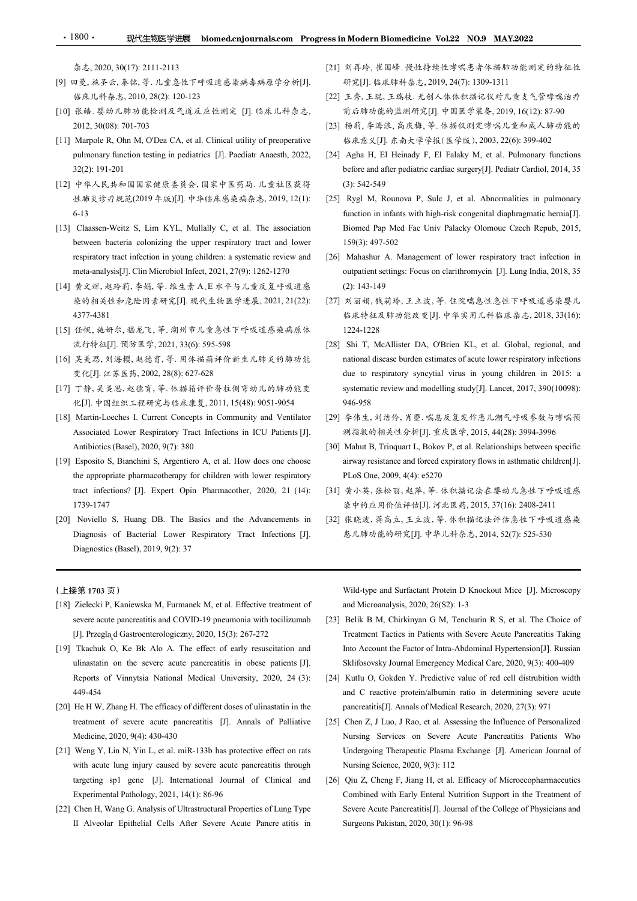杂志, 2020, 30(17): 2111-2113

[9] 田曼, 施圣云, 秦铭, 等. 儿童急性下呼吸道感染病毒病原学分析[J]. 临床儿科杂志, 2010, 28(2): 120-123

[10] 张皓. 婴幼儿肺功能检测及气道反应性测定 [J]. 临床儿科杂志, 2012, 30(08): 701-703

[11] Marpole R, Ohn M, O'Dea CA, et al. Clinical utility of preoperative pulmonary function testing in pediatrics [J]. Paediatr Anaesth, 2022, 32(2): 191-201

[12] 中华人民共和国国家健康委员会, 国家中医药局. 儿童社区获得性肺炎诊疗规范(2019 年版)[J]. 中华临床感染病杂志, 2019, 12(1): 6-13

[13] Claassen-Weitz S, Lim KYL, Mullally C, et al. The association between bacteria colonizing the upper respiratory tract and lower respiratory tract infection in young children: a systematic review and meta-analysis[J]. Clin Microbiol Infect, 2021, 27(9): 1262-1270

[14] 黄文辉, 赵玲莉, 李娟, 等. 维生素 A、E 水平与儿童反复呼吸道感染的相关性和危险因素研究[J]. 现代生物医学进展, 2021, 21(22): 4377-4381

[15] 任帆, 施妍尔, 嵇龙飞, 等. 湖州市儿童急性下呼吸道感染病原体流行特征[J]. 预防医学, 2021, 33(6): 595-598

[16] 吴美思, 刘海樱, 赵德育, 等. 用体描箱评价新生儿肺炎的肺功能变化[J]. 江苏医药, 2002, 28(8): 627-628

[17] 丁静, 吴美思, 赵德育, 等. 体描箱评价脊柱侧弯幼儿的肺功能变化[J]. 中国组织工程研究与临床康复, 2011, 15(48): 9051-9054

[18] Martin-Loeches I. Current Concepts in Community and Ventilator Associated Lower Respiratory Tract Infections in ICU Patients [J]. Antibiotics (Basel), 2020, 9(7): 380

[19] Esposito S, Bianchini S, Argentiero A, et al. How does one choose the appropriate pharmacotherapy for children with lower respiratory tract infections? [J]. Expert Opin Pharmacother, 2020, 21 (14): 1739-1747

[20] Noviello S, Huang DB. The Basics and the Advancements in Diagnosis of Bacterial Lower Respiratory Tract Infections [J]. Diagnostics (Basel), 2019, 9(2): 37

[21] 刘再玲, 崔国峰. 慢性持续性哮喘患者体描肺功能测定的特征性研究[J]. 临床肺科杂志, 2019, 24(7): 1309-1311

[22] 王秀, 王琨, 王瑞枝. 无创人体体积描记仪对儿童支气管哮喘治疗前后肺功能的监测研究[J]. 中国医学装备, 2019, 16(12): 87-90

[23] 杨莉, 李海浪, 高庆梅, 等. 体描仪测定哮喘儿童和成人肺功能的临床意义[J]. 东南大学学报(医学版), 2003, 22(6): 399-402

[24] Agha H, El Heinady F, El Falaky M, et al. Pulmonary functions before and after pediatric cardiac surgery[J]. Pediatr Cardiol, 2014, 35 (3): 542-549

[25] Rygl M, Rounova P, Sulc J, et al. Abnormalities in pulmonary function in infants with high-risk congenital diaphragmatic hernia[J]. Biomed Pap Med Fac Univ Palacky Olomouc Czech Repub, 2015, 159(3): 497-502

[26] Mahashur A. Management of lower respiratory tract infection in outpatient settings: Focus on clarithromycin [J]. Lung India, 2018, 35 (2): 143-149

[27] 刘丽娟, 钱莉玲, 王立波, 等. 住院喘息性急性下呼吸道感染婴儿临床特征及肺功能改变[J]. 中华实用儿科临床杂志, 2018, 33(16): 1224-1228

[28] Shi T, McAllister DA, O'Brien KL, et al. Global, regional, and national disease burden estimates of acute lower respiratory infections due to respiratory syncytial virus in young children in 2015: a systematic review and modelling study[J]. Lancet, 2017, 390(10098): 946-958

[29] 李伟生, 刘洁伶, 肖婴. 喘息反复发作患儿潮气呼吸参数与哮喘预测指数的相关性分析[J]. 重庆医学, 2015, 44(28): 3994-3996

[30] Mahut B, Trinquart L, Bokov P, et al. Relationships between specific airway resistance and forced expiratory flows in asthmatic children[J]. PLoS One, 2009, 4(4): e5270

[31] 黄小英, 张松丽, 赵萍, 等. 体积描记法在婴幼儿急性下呼吸道感染中的应用价值评估[J]. 河北医药, 2015, 37(16): 2408-2411

[32] 张晓波, 蒋高立, 王立波, 等. 体积描记法评估急性下呼吸道感染患儿肺功能的研究[J]. 中华儿科杂志, 2014, 52(7): 525-530

(上接第 1703 页)

[18] Zielecki P, Kaniewska M, Furmanek M, et al. Effective treatment of severe acute pancreatitis and COVID-19 pneumonia with tocilizumab [J]. Przegląd Gastroenterologiczny, 2020, 15(3): 267-272

[19] Tkachuk O, Ke Bk Alo A. The effect of early resuscitation and ulinastatin on the severe acute pancreatitis in obese patients [J]. Reports of Vinnytsia National Medical University, 2020, 24 (3): 449-454

[20] He H W, Zhang H. The efficacy of different doses of ulinastatin in the treatment of severe acute pancreatitis [J]. Annals of Palliative Medicine, 2020, 9(4): 430-430

[21] Weng Y, Lin N, Yin L, et al. miR-133b has protective effect on rats with acute lung injury caused by severe acute pancreatitis through targeting sp1 gene [J]. International Journal of Clinical and Experimental Pathology, 2021, 14(1): 86-96

[22] Chen H, Wang G. Analysis of Ultrastructural Properties of Lung Type II Alveolar Epithelial Cells After Severe Acute Pancre atitis in Wild-type and Surfactant Protein D Knockout Mice [J]. Microscopy and Microanalysis, 2020, 26(S2): 1-3

[23] Belik B M, Chirkinyan G M, Tenchurin R S, et al. The Choice of Treatment Tactics in Patients with Severe Acute Pancreatitis Taking Into Account the Factor of Intra-Abdominal Hypertension[J]. Russian Sklifosovsky Journal Emergency Medical Care, 2020, 9(3): 400-409

[24] Kutlu O, Gokden Y. Predictive value of red cell distrubition width and C reactive protein/albumin ratio in determining severe acute pancreatitis[J]. Annals of Medical Research, 2020, 27(3): 971

[25] Chen Z, J Luo, J Rao, et al. Assessing the Influence of Personalized Nursing Services on Severe Acute Pancreatitis Patients Who Undergoing Therapeutic Plasma Exchange [J]. American Journal of Nursing Science, 2020, 9(3): 112

[26] Qiu Z, Cheng F, Jiang H, et al. Efficacy of Microecopharmaceutics Combined with Early Enteral Nutrition Support in the Treatment of Severe Acute Pancreatitis[J]. Journal of the College of Physicians and Surgeons Pakistan, 2020, 30(1): 96-98